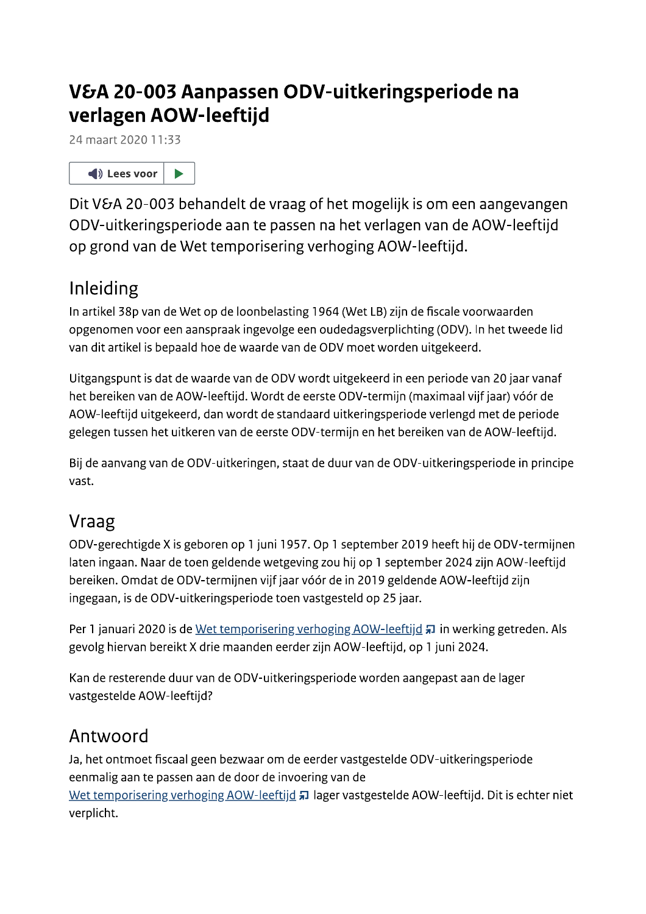# V&A 20-003 Aanpassen ODV-uitkeringsperiode na verlagen AOW-leeftijd

24 maart 2020 11:33

Lees voor

Dit V&A 20-003 behandelt de vraag of het mogelijk is om een aangevangen ODV-uitkeringsperiode aan te passen na het verlagen van de AOW-leeftijd op grond van de Wet temporisering verhoging AOW-leeftijd.

## Inleiding

In artikel 38p van de Wet op de loonbelasting 1964 (Wet LB) zijn de fiscale voorwaarden opgenomen voor een aanspraak ingevolge een oudedagsverplichting (ODV). In het tweede lid van dit artikel is bepaald hoe de waarde van de ODV moet worden uitgekeerd.

Uitgangspunt is dat de waarde van de ODV wordt uitgekeerd in een periode van 20 jaar vanaf het bereiken van de AOW-leeftijd. Wordt de eerste ODV-termijn (maximaal vijf jaar) vóór de AOW-leeftijd uitgekeerd, dan wordt de standaard uitkeringsperiode verlengd met de periode gelegen tussen het uitkeren van de eerste ODV-termijn en het bereiken van de AOW-leeftijd.

Bij de aanvang van de ODV-uitkeringen, staat de duur van de ODV-uitkeringsperiode in principe vast.

## Vraag

ODV-gerechtigde X is geboren op 1 juni 1957. Op 1 september 2019 heeft hij de ODV-termijnen laten ingaan. Naar de toen geldende wetgeving zou hij op 1 september 2024 zijn AOW-leeftijd bereiken. Omdat de ODV-termijnen vijf jaar vóór de in 2019 geldende AOW-leeftijd zijn ingegaan, is de ODV-uitkeringsperiode toen vastgesteld op 25 jaar.

Per 1 januari 2020 is de [Wet temporisering verhoging AOW-leeftijd]() in werking getreden. Als gevolg hiervan bereikt X drie maanden eerder zijn AOW-leeftijd, op 1 juni 2024.

Kan de resterende duur van de ODV-uitkeringsperiode worden aangepast aan de lager vastgestelde AOW-leeftijd?

## Antwoord

Ja, het ontmoet fiscaal geen bezwaar om de eerder vastgestelde ODV-uitkeringsperiode eenmalig aan te passen aan de door de invoering van de [Wet temporisering verhoging AOW-leeftijd]() lager vastgestelde AOW-leeftijd. Dit is echter niet verplicht.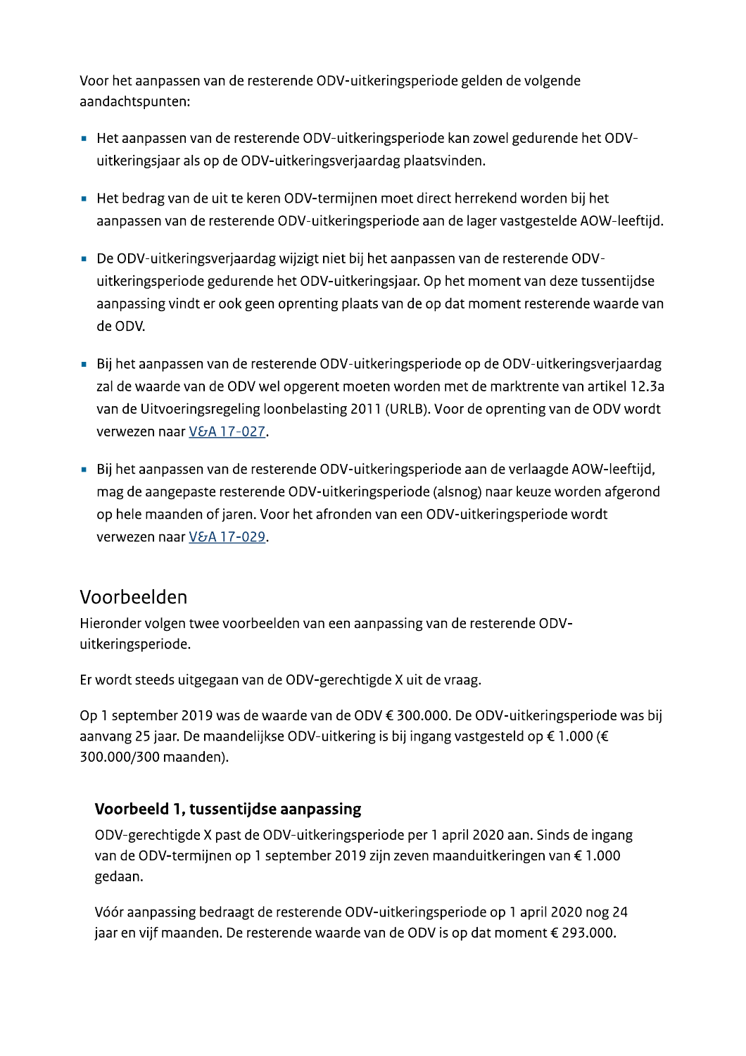Voor het aanpassen van de resterende ODV-uitkeringsperiode gelden de volgende aandachtspunten:

- Het aanpassen van de resterende ODV-uitkeringsperiode kan zowel gedurende het ODV-uitkeringsjaar als op de ODV-uitkeringsverjaardag plaatsvinden.
- Het bedrag van de uit te keren ODV-termijnen moet direct herrekend worden bij het aanpassen van de resterende ODV-uitkeringsperiode aan de lager vastgestelde AOW-leeftijd.
- De ODV-uitkeringsverjaardag wijzigt niet bij het aanpassen van de resterende ODV-uitkeringsperiode gedurende het ODV-uitkeringsjaar. Op het moment van deze tussentijdse aanpassing vindt er ook geen oprenting plaats van de op dat moment resterende waarde van de ODV.
- Bij het aanpassen van de resterende ODV-uitkeringsperiode op de ODV-uitkeringsverjaardag zal de waarde van de ODV wel opgerent moeten worden met de marktrente van artikel 12.3a van de Uitvoeringsregeling loonbelasting 2011 (URLB). Voor de oprenting van de ODV wordt verwezen naar V&A 17-027.
- Bij het aanpassen van de resterende ODV-uitkeringsperiode aan de verlaagde AOW-leeftijd, mag de aangepaste resterende ODV-uitkeringsperiode (alsnog) naar keuze worden afgerond op hele maanden of jaren. Voor het afronden van een ODV-uitkeringsperiode wordt verwezen naar V&A 17-029.

## Voorbeelden

Hieronder volgen twee voorbeelden van een aanpassing van de resterende ODV-uitkeringsperiode.

Er wordt steeds uitgegaan van de ODV-gerechtigde X uit de vraag.

Op 1 september 2019 was de waarde van de ODV € 300.000. De ODV-uitkeringsperiode was bij aanvang 25 jaar. De maandelijkse ODV-uitkering is bij ingang vastgesteld op € 1.000 (€ 300.000/300 maanden).

### Voorbeeld 1, tussentijdse aanpassing

ODV-gerechtigde X past de ODV-uitkeringsperiode per 1 april 2020 aan. Sinds de ingang van de ODV-termijnen op 1 september 2019 zijn zeven maanduitkeringen van € 1.000 gedaan.

Vóór aanpassing bedraagt de resterende ODV-uitkeringsperiode op 1 april 2020 nog 24 jaar en vijf maanden. De resterende waarde van de ODV is op dat moment € 293.000.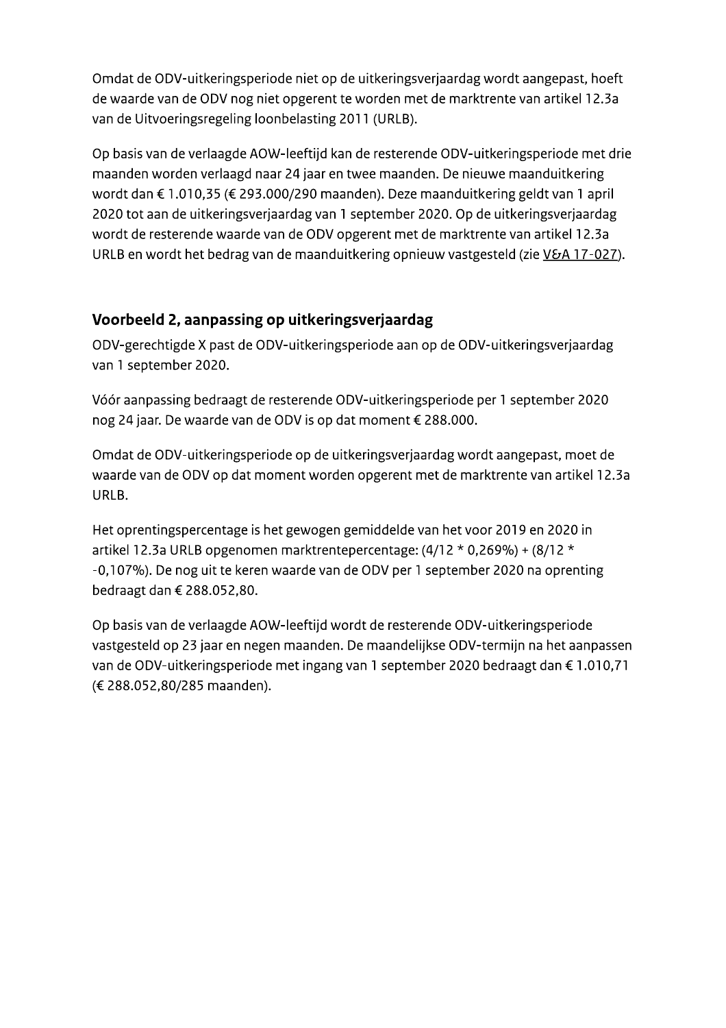Omdat de ODV-uitkeringsperiode niet op de uitkeringsverjaardag wordt aangepast, hoeft de waarde van de ODV nog niet opgerent te worden met de marktrente van artikel 12.3a van de Uitvoeringsregeling loonbelasting 2011 (URLB).

Op basis van de verlaagde AOW-leeftijd kan de resterende ODV-uitkeringsperiode met drie maanden worden verlaagd naar 24 jaar en twee maanden. De nieuwe maanduitkering wordt dan € 1.010,35 (€ 293.000/290 maanden). Deze maanduitkering geldt van 1 april 2020 tot aan de uitkeringsverjaardag van 1 september 2020. Op de uitkeringsverjaardag wordt de resterende waarde van de ODV opgerent met de marktrente van artikel 12.3a URLB en wordt het bedrag van de maanduitkering opnieuw vastgesteld (zie V&A 17-027).

## Voorbeeld 2, aanpassing op uitkeringsverjaardag

ODV-gerechtigde X past de ODV-uitkeringsperiode aan op de ODV-uitkeringsverjaardag van 1 september 2020.

Vóór aanpassing bedraagt de resterende ODV-uitkeringsperiode per 1 september 2020 nog 24 jaar. De waarde van de ODV is op dat moment € 288.000.

Omdat de ODV-uitkeringsperiode op de uitkeringsverjaardag wordt aangepast, moet de waarde van de ODV op dat moment worden opgerent met de marktrente van artikel 12.3a URLB.

Het oprentingspercentage is het gewogen gemiddelde van het voor 2019 en 2020 in artikel 12.3a URLB opgenomen marktrentepercentage: (4/12 * 0,269%) + (8/12 * -0,107%). De nog uit te keren waarde van de ODV per 1 september 2020 na oprenting bedraagt dan € 288.052,80.

Op basis van de verlaagde AOW-leeftijd wordt de resterende ODV-uitkeringsperiode vastgesteld op 23 jaar en negen maanden. De maandelijkse ODV-termijn na het aanpassen van de ODV-uitkeringsperiode met ingang van 1 september 2020 bedraagt dan € 1.010,71 (€ 288.052,80/285 maanden).